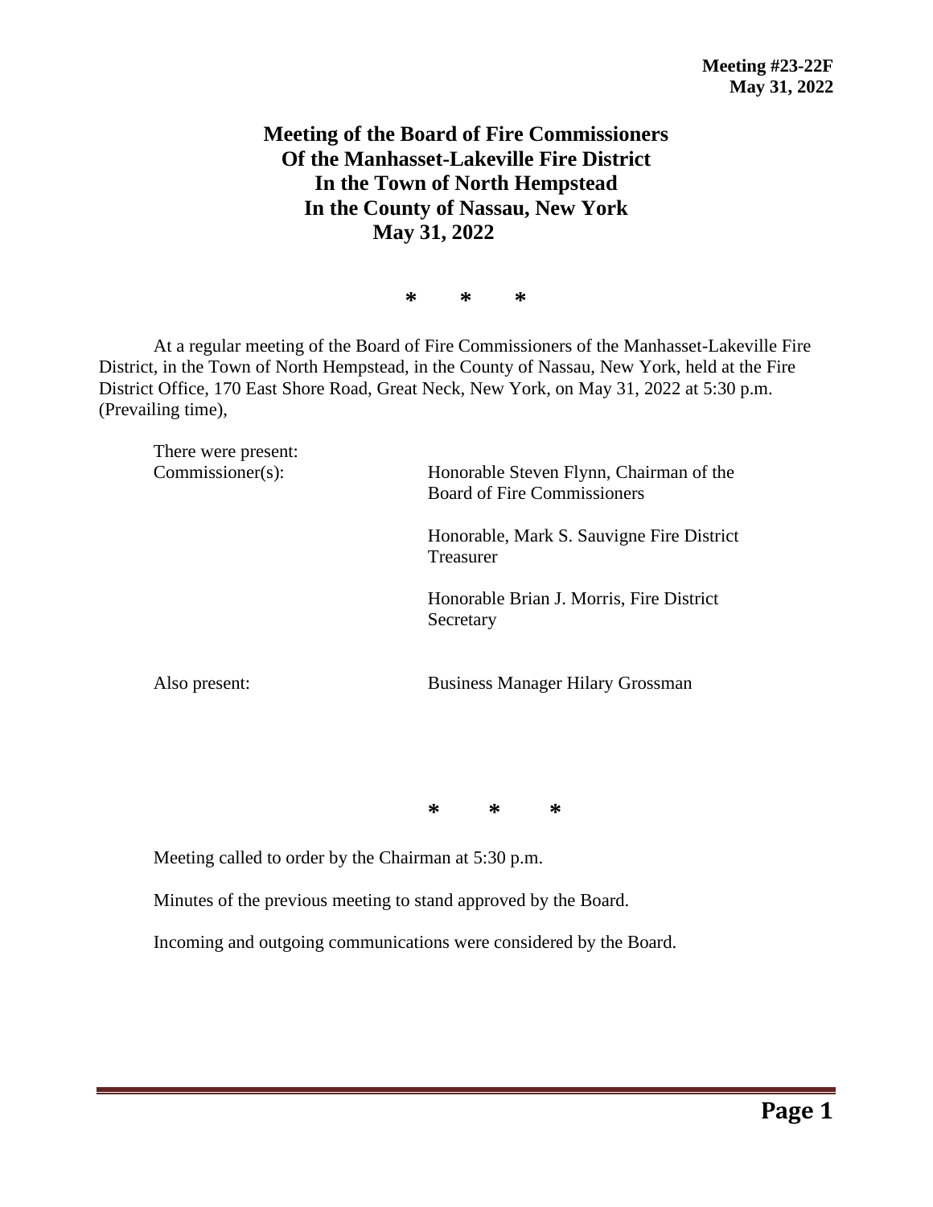**Meeting #23-22F**
**May 31, 2022**

# Meeting of the Board of Fire Commissioners Of the Manhasset-Lakeville Fire District In the Town of North Hempstead In the County of Nassau, New York May 31, 2022

\* \* \*

At a regular meeting of the Board of Fire Commissioners of the Manhasset-Lakeville Fire District, in the Town of North Hempstead, in the County of Nassau, New York, held at the Fire District Office, 170 East Shore Road, Great Neck, New York, on May 31, 2022 at 5:30 p.m. (Prevailing time),

There were present:

Commissioner(s):

Honorable Steven Flynn, Chairman of the Board of Fire Commissioners

Honorable, Mark S. Sauvigne Fire District Treasurer

Honorable Brian J. Morris, Fire District Secretary

Also present:

Business Manager Hilary Grossman

\* \* \*

Meeting called to order by the Chairman at 5:30 p.m.

Minutes of the previous meeting to stand approved by the Board.

Incoming and outgoing communications were considered by the Board.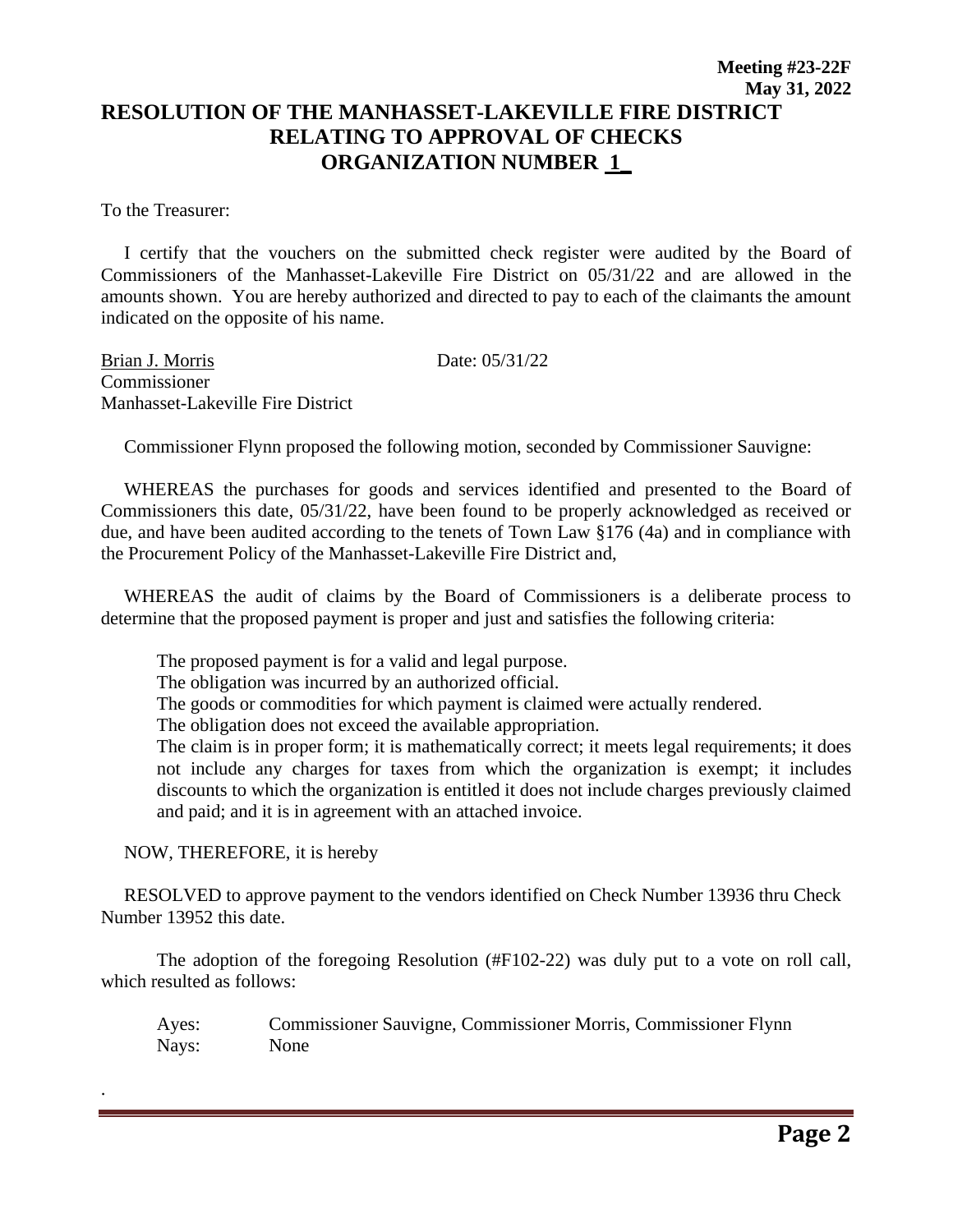**Meeting #23-22F**
**May 31, 2022**

# RESOLUTION OF THE MANHASSET-LAKEVILLE FIRE DISTRICT RELATING TO APPROVAL OF CHECKS ORGANIZATION NUMBER 1

To the Treasurer:

I certify that the vouchers on the submitted check register were audited by the Board of Commissioners of the Manhasset-Lakeville Fire District on 05/31/22 and are allowed in the amounts shown. You are hereby authorized and directed to pay to each of the claimants the amount indicated on the opposite of his name.

Brian J. Morris Date: 05/31/22
Commissioner
Manhasset-Lakeville Fire District

Commissioner Flynn proposed the following motion, seconded by Commissioner Sauvigne:

WHEREAS the purchases for goods and services identified and presented to the Board of Commissioners this date, 05/31/22, have been found to be properly acknowledged as received or due, and have been audited according to the tenets of Town Law §176 (4a) and in compliance with the Procurement Policy of the Manhasset-Lakeville Fire District and,

WHEREAS the audit of claims by the Board of Commissioners is a deliberate process to determine that the proposed payment is proper and just and satisfies the following criteria:

The proposed payment is for a valid and legal purpose.
The obligation was incurred by an authorized official.
The goods or commodities for which payment is claimed were actually rendered.
The obligation does not exceed the available appropriation.
The claim is in proper form; it is mathematically correct; it meets legal requirements; it does not include any charges for taxes from which the organization is exempt; it includes discounts to which the organization is entitled it does not include charges previously claimed and paid; and it is in agreement with an attached invoice.

NOW, THEREFORE, it is hereby

RESOLVED to approve payment to the vendors identified on Check Number 13936 thru Check Number 13952 this date.

The adoption of the foregoing Resolution (#F102-22) was duly put to a vote on roll call, which resulted as follows:

Ayes: Commissioner Sauvigne, Commissioner Morris, Commissioner Flynn
Nays: None

.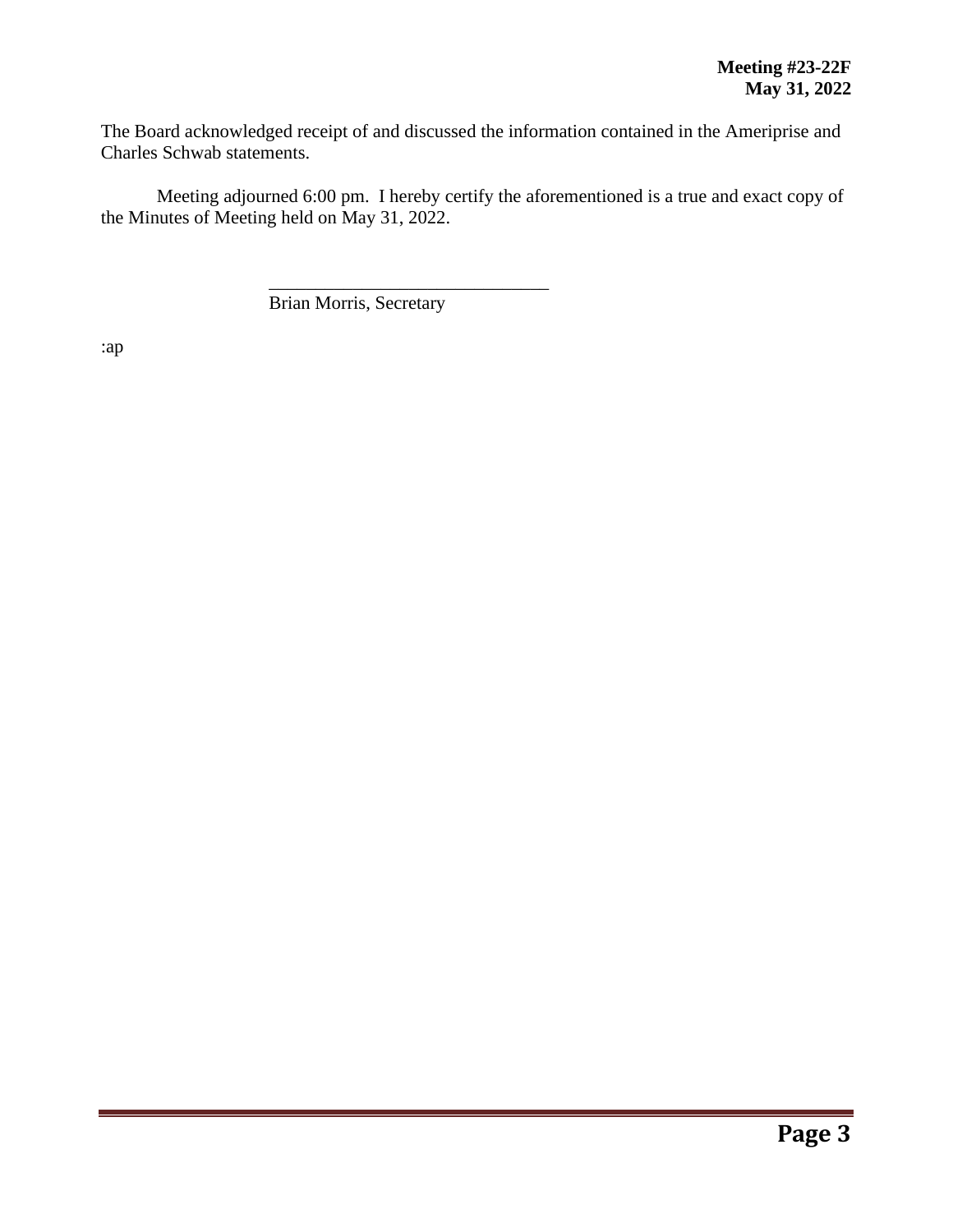The Board acknowledged receipt of and discussed the information contained in the Ameriprise and Charles Schwab statements.

Meeting adjourned 6:00 pm. I hereby certify the aforementioned is a true and exact copy of the Minutes of Meeting held on May 31, 2022.

______________________________
Brian Morris, Secretary

:ap